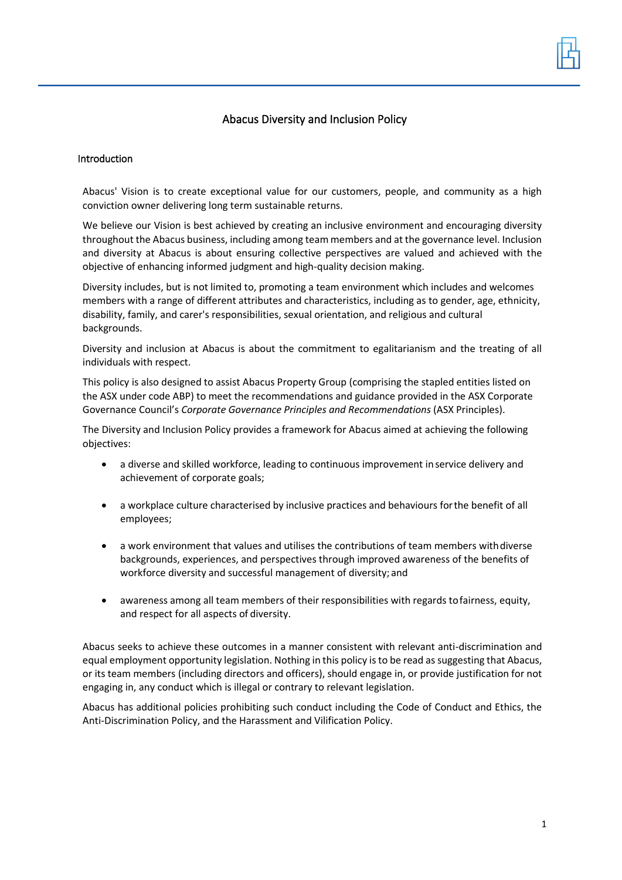# Abacus Diversity and Inclusion Policy

## Introduction

Abacus' Vision is to create exceptional value for our customers, people, and community as a high conviction owner delivering long term sustainable returns.

We believe our Vision is best achieved by creating an inclusive environment and encouraging diversity throughout the Abacus business, including among team members and at the governance level. Inclusion and diversity at Abacus is about ensuring collective perspectives are valued and achieved with the objective of enhancing informed judgment and high-quality decision making.

Diversity includes, but is not limited to, promoting a team environment which includes and welcomes members with a range of different attributes and characteristics, including as to gender, age, ethnicity, disability, family, and carer's responsibilities, sexual orientation, and religious and cultural backgrounds.

Diversity and inclusion at Abacus is about the commitment to egalitarianism and the treating of all individuals with respect.

This policy is also designed to assist Abacus Property Group (comprising the stapled entities listed on the ASX under code ABP) to meet the recommendations and guidance provided in the ASX Corporate Governance Council's *Corporate Governance Principles and Recommendations* (ASX Principles).

The Diversity and Inclusion Policy provides a framework for Abacus aimed at achieving the following objectives:

- a diverse and skilled workforce, leading to continuous improvement in service delivery and achievement of corporate goals;
- a workplace culture characterised by inclusive practices and behaviours for the benefit of all employees;
- a work environment that values and utilises the contributions of team members with diverse backgrounds, experiences, and perspectives through improved awareness of the benefits of workforce diversity and successful management of diversity; and
- awareness among all team members of their responsibilities with regards to fairness, equity, and respect for all aspects of diversity.

Abacus seeks to achieve these outcomes in a manner consistent with relevant anti-discrimination and equal employment opportunity legislation. Nothing in this policy is to be read as suggesting that Abacus, or its team members (including directors and officers), should engage in, or provide justification for not engaging in, any conduct which is illegal or contrary to relevant legislation.

Abacus has additional policies prohibiting such conduct including the Code of Conduct and Ethics, the Anti-Discrimination Policy, and the Harassment and Vilification Policy.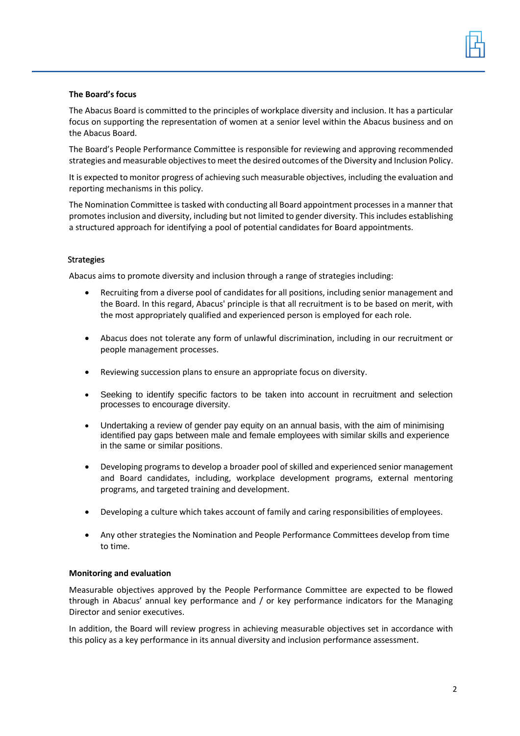**The Board's focus**

The Abacus Board is committed to the principles of workplace diversity and inclusion. It has a particular focus on supporting the representation of women at a senior level within the Abacus business and on the Abacus Board.

The Board's People Performance Committee is responsible for reviewing and approving recommended strategies and measurable objectives to meet the desired outcomes of the Diversity and Inclusion Policy.

It is expected to monitor progress of achieving such measurable objectives, including the evaluation and reporting mechanisms in this policy.

The Nomination Committee is tasked with conducting all Board appointment processes in a manner that promotes inclusion and diversity, including but not limited to gender diversity. This includes establishing a structured approach for identifying a pool of potential candidates for Board appointments.

Strategies

Abacus aims to promote diversity and inclusion through a range of strategies including:

- Recruiting from a diverse pool of candidates for all positions, including senior management and the Board. In this regard, Abacus' principle is that all recruitment is to be based on merit, with the most appropriately qualified and experienced person is employed for each role.
- Abacus does not tolerate any form of unlawful discrimination, including in our recruitment or people management processes.
- Reviewing succession plans to ensure an appropriate focus on diversity.
- Seeking to identify specific factors to be taken into account in recruitment and selection processes to encourage diversity.
- Undertaking a review of gender pay equity on an annual basis, with the aim of minimising identified pay gaps between male and female employees with similar skills and experience in the same or similar positions.
- Developing programs to develop a broader pool of skilled and experienced senior management and Board candidates, including, workplace development programs, external mentoring programs, and targeted training and development.
- Developing a culture which takes account of family and caring responsibilities of employees.
- Any other strategies the Nomination and People Performance Committees develop from time to time.

**Monitoring and evaluation**

Measurable objectives approved by the People Performance Committee are expected to be flowed through in Abacus' annual key performance and / or key performance indicators for the Managing Director and senior executives.

In addition, the Board will review progress in achieving measurable objectives set in accordance with this policy as a key performance in its annual diversity and inclusion performance assessment.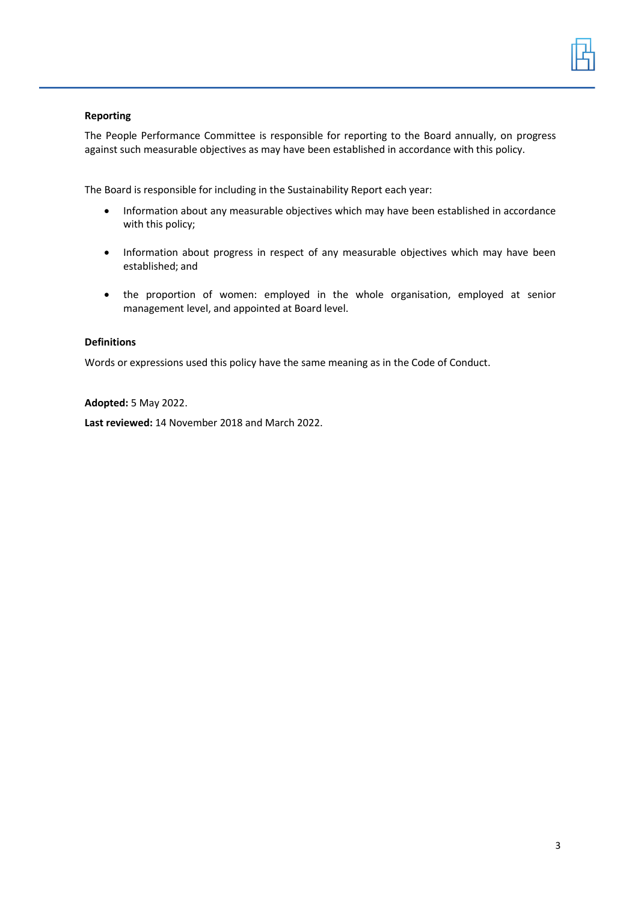**Reporting**

The People Performance Committee is responsible for reporting to the Board annually, on progress against such measurable objectives as may have been established in accordance with this policy.

The Board is responsible for including in the Sustainability Report each year:

- Information about any measurable objectives which may have been established in accordance with this policy;
- Information about progress in respect of any measurable objectives which may have been established; and
- the proportion of women: employed in the whole organisation, employed at senior management level, and appointed at Board level.

**Definitions**

Words or expressions used this policy have the same meaning as in the Code of Conduct.

**Adopted:** 5 May 2022.

**Last reviewed:** 14 November 2018 and March 2022.